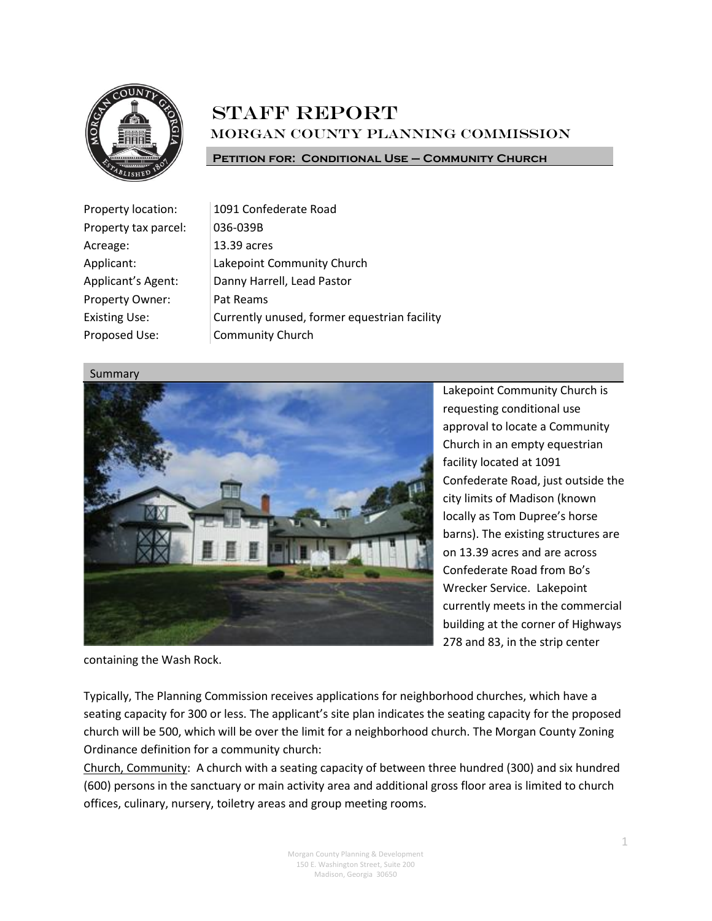# STAFF REPORT

## MORGAN COUNTY PLANNING COMMISSION

### Petition for: Conditional Use – Community Church

| | |
|---|---|
| Property location: | 1091 Confederate Road |
| Property tax parcel: | 036-039B |
| Acreage: | 13.39 acres |
| Applicant: | Lakepoint Community Church |
| Applicant's Agent: | Danny Harrell, Lead Pastor |
| Property Owner: | Pat Reams |
| Existing Use: | Currently unused, former equestrian facility |
| Proposed Use: | Community Church |

### Summary

Lakepoint Community Church is requesting conditional use approval to locate a Community Church in an empty equestrian facility located at 1091 Confederate Road, just outside the city limits of Madison (known locally as Tom Dupree's horse barns). The existing structures are on 13.39 acres and are across Confederate Road from Bo's Wrecker Service. Lakepoint currently meets in the commercial building at the corner of Highways 278 and 83, in the strip center containing the Wash Rock.

Typically, The Planning Commission receives applications for neighborhood churches, which have a seating capacity for 300 or less. The applicant's site plan indicates the seating capacity for the proposed church will be 500, which will be over the limit for a neighborhood church. The Morgan County Zoning Ordinance definition for a community church:

Church, Community: A church with a seating capacity of between three hundred (300) and six hundred (600) persons in the sanctuary or main activity area and additional gross floor area is limited to church offices, culinary, nursery, toiletry areas and group meeting rooms.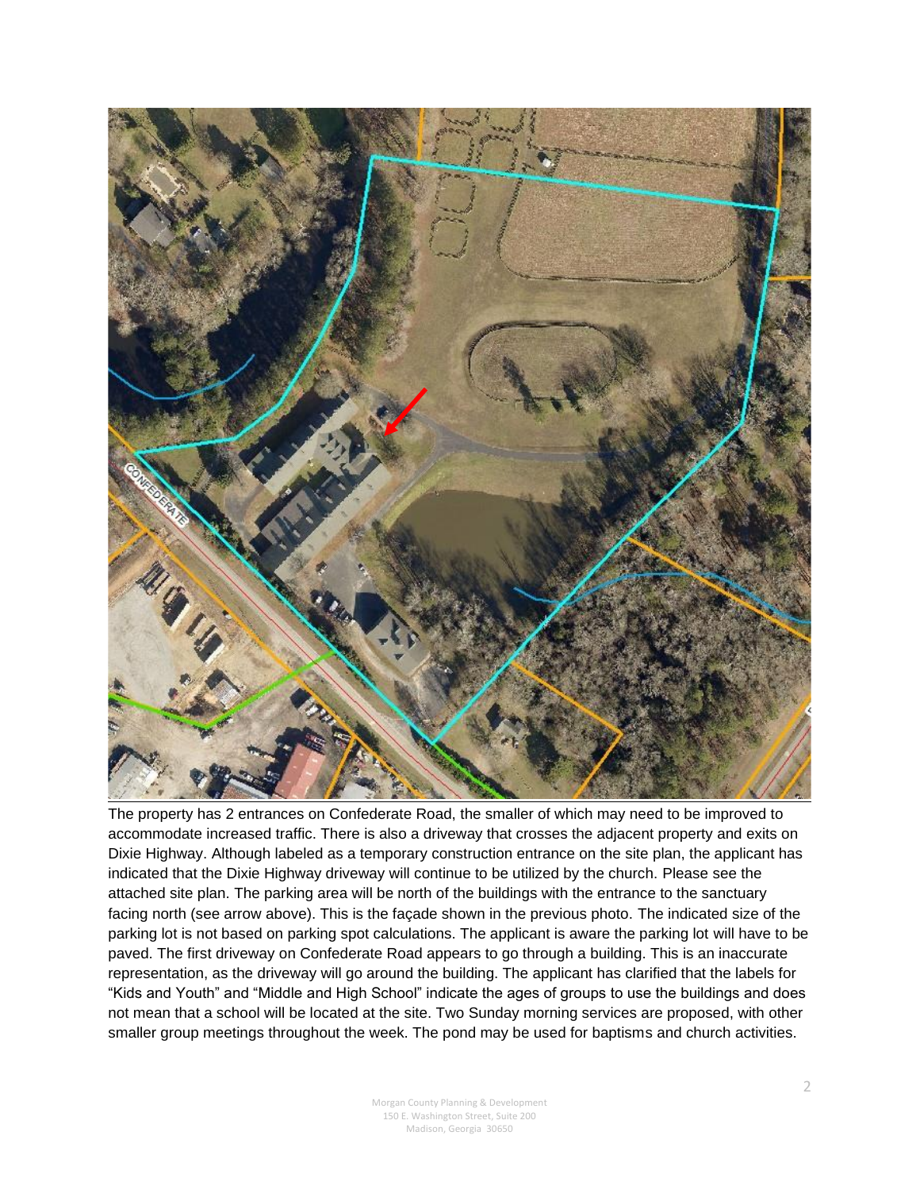The property has 2 entrances on Confederate Road, the smaller of which may need to be improved to accommodate increased traffic. There is also a driveway that crosses the adjacent property and exits on Dixie Highway. Although labeled as a temporary construction entrance on the site plan, the applicant has indicated that the Dixie Highway driveway will continue to be utilized by the church. Please see the attached site plan. The parking area will be north of the buildings with the entrance to the sanctuary facing north (see arrow above). This is the façade shown in the previous photo. The indicated size of the parking lot is not based on parking spot calculations. The applicant is aware the parking lot will have to be paved. The first driveway on Confederate Road appears to go through a building. This is an inaccurate representation, as the driveway will go around the building. The applicant has clarified that the labels for "Kids and Youth" and "Middle and High School" indicate the ages of groups to use the buildings and does not mean that a school will be located at the site. Two Sunday morning services are proposed, with other smaller group meetings throughout the week. The pond may be used for baptisms and church activities.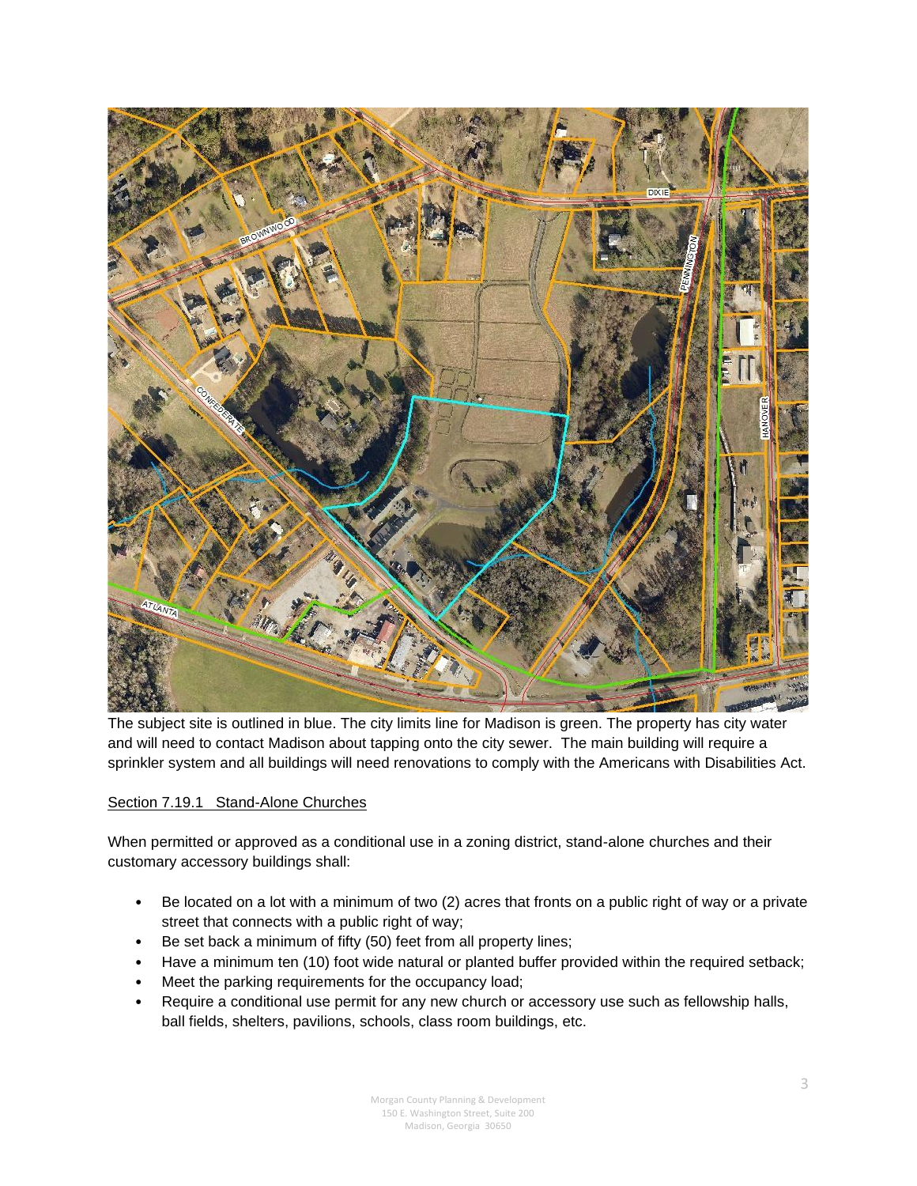The subject site is outlined in blue. The city limits line for Madison is green. The property has city water and will need to contact Madison about tapping onto the city sewer. The main building will require a sprinkler system and all buildings will need renovations to comply with the Americans with Disabilities Act.

Section 7.19.1 Stand-Alone Churches

When permitted or approved as a conditional use in a zoning district, stand-alone churches and their customary accessory buildings shall:

- Be located on a lot with a minimum of two (2) acres that fronts on a public right of way or a private street that connects with a public right of way;
- Be set back a minimum of fifty (50) feet from all property lines;
- Have a minimum ten (10) foot wide natural or planted buffer provided within the required setback;
- Meet the parking requirements for the occupancy load;
- Require a conditional use permit for any new church or accessory use such as fellowship halls, ball fields, shelters, pavilions, schools, class room buildings, etc.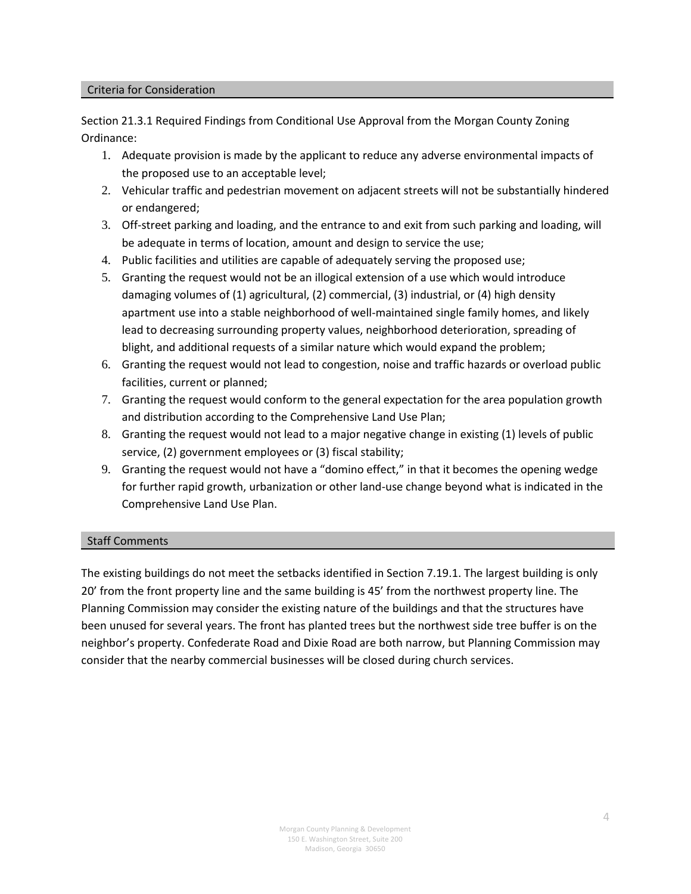## Criteria for Consideration

Section 21.3.1 Required Findings from Conditional Use Approval from the Morgan County Zoning Ordinance:

1. Adequate provision is made by the applicant to reduce any adverse environmental impacts of the proposed use to an acceptable level;
2. Vehicular traffic and pedestrian movement on adjacent streets will not be substantially hindered or endangered;
3. Off-street parking and loading, and the entrance to and exit from such parking and loading, will be adequate in terms of location, amount and design to service the use;
4. Public facilities and utilities are capable of adequately serving the proposed use;
5. Granting the request would not be an illogical extension of a use which would introduce damaging volumes of (1) agricultural, (2) commercial, (3) industrial, or (4) high density apartment use into a stable neighborhood of well-maintained single family homes, and likely lead to decreasing surrounding property values, neighborhood deterioration, spreading of blight, and additional requests of a similar nature which would expand the problem;
6. Granting the request would not lead to congestion, noise and traffic hazards or overload public facilities, current or planned;
7. Granting the request would conform to the general expectation for the area population growth and distribution according to the Comprehensive Land Use Plan;
8. Granting the request would not lead to a major negative change in existing (1) levels of public service, (2) government employees or (3) fiscal stability;
9. Granting the request would not have a "domino effect," in that it becomes the opening wedge for further rapid growth, urbanization or other land-use change beyond what is indicated in the Comprehensive Land Use Plan.

## Staff Comments

The existing buildings do not meet the setbacks identified in Section 7.19.1. The largest building is only 20' from the front property line and the same building is 45' from the northwest property line. The Planning Commission may consider the existing nature of the buildings and that the structures have been unused for several years. The front has planted trees but the northwest side tree buffer is on the neighbor's property. Confederate Road and Dixie Road are both narrow, but Planning Commission may consider that the nearby commercial businesses will be closed during church services.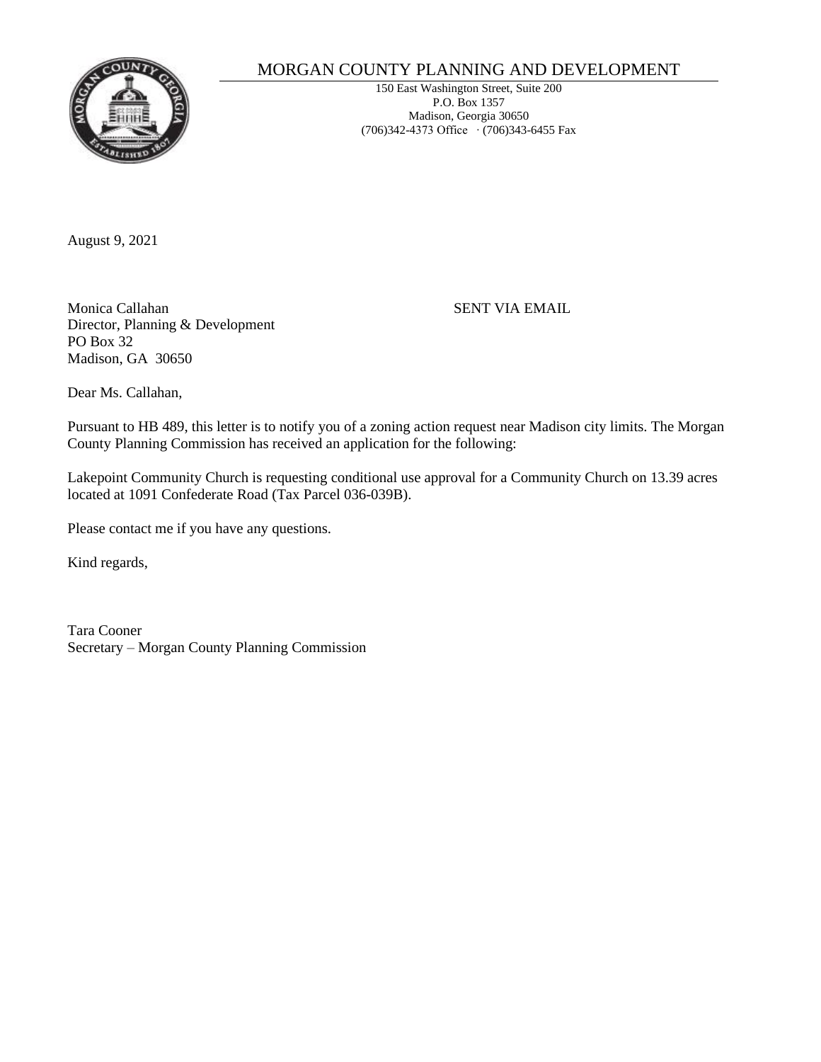# MORGAN COUNTY PLANNING AND DEVELOPMENT

150 East Washington Street, Suite 200
P.O. Box 1357
Madison, Georgia 30650
(706)342-4373 Office · (706)343-6455 Fax

August 9, 2021

Monica Callahan
Director, Planning & Development
PO Box 32
Madison, GA 30650

SENT VIA EMAIL

Dear Ms. Callahan,

Pursuant to HB 489, this letter is to notify you of a zoning action request near Madison city limits. The Morgan County Planning Commission has received an application for the following:

Lakepoint Community Church is requesting conditional use approval for a Community Church on 13.39 acres located at 1091 Confederate Road (Tax Parcel 036-039B).

Please contact me if you have any questions.

Kind regards,

Tara Cooner
Secretary – Morgan County Planning Commission